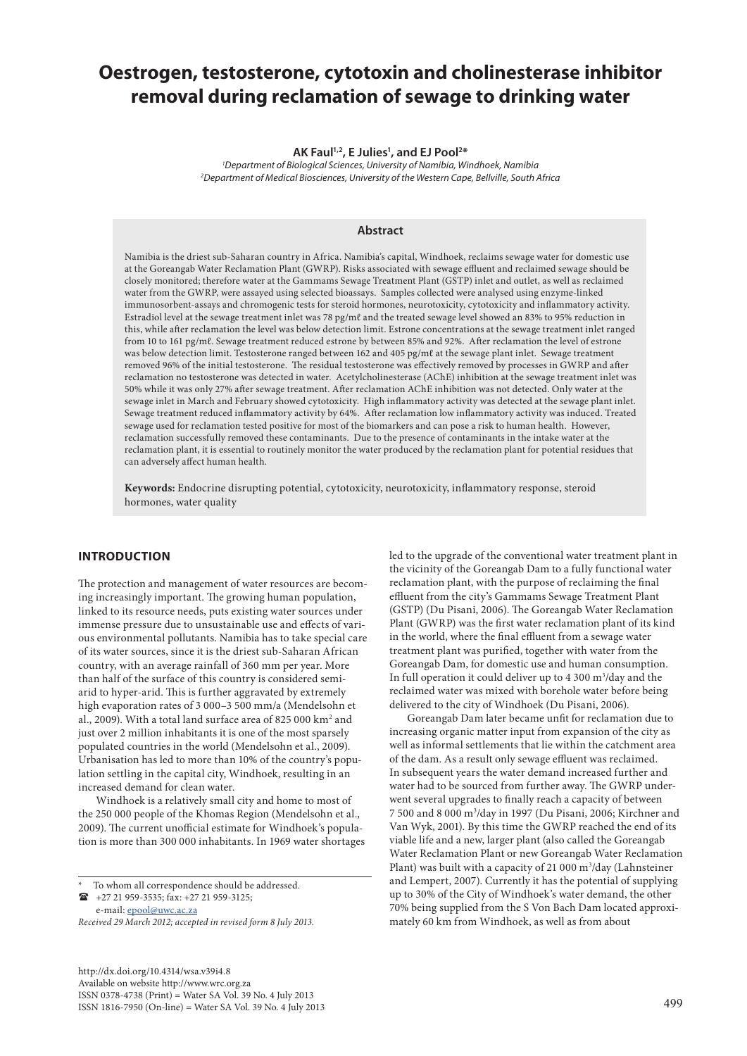# Oestrogen, testosterone, cytotoxin and cholinesterase inhibitor removal during reclamation of sewage to drinking water

**AK Faul[1,2], E Julies[1], and EJ Pool[2]***

[1]*Department of Biological Sciences, University of Namibia, Windhoek, Namibia*
[2]*Department of Medical Biosciences, University of the Western Cape, Bellville, South Africa*

## Abstract

Namibia is the driest sub-Saharan country in Africa. Namibia's capital, Windhoek, reclaims sewage water for domestic use at the Goreangab Water Reclamation Plant (GWRP). Risks associated with sewage effluent and reclaimed sewage should be closely monitored; therefore water at the Gammams Sewage Treatment Plant (GSTP) inlet and outlet, as well as reclaimed water from the GWRP, were assayed using selected bioassays. Samples collected were analysed using enzyme-linked immunosorbent-assays and chromogenic tests for steroid hormones, neurotoxicity, cytotoxicity and inflammatory activity. Estradiol level at the sewage treatment inlet was 78 pg/mℓ and the treated sewage level showed an 83% to 95% reduction in this, while after reclamation the level was below detection limit. Estrone concentrations at the sewage treatment inlet ranged from 10 to 161 pg/mℓ. Sewage treatment reduced estrone by between 85% and 92%. After reclamation the level of estrone was below detection limit. Testosterone ranged between 162 and 405 pg/mℓ at the sewage plant inlet. Sewage treatment removed 96% of the initial testosterone. The residual testosterone was effectively removed by processes in GWRP and after reclamation no testosterone was detected in water. Acetylcholinesterase (AChE) inhibition at the sewage treatment inlet was 50% while it was only 27% after sewage treatment. After reclamation AChE inhibition was not detected. Only water at the sewage inlet in March and February showed cytotoxicity. High inflammatory activity was detected at the sewage plant inlet. Sewage treatment reduced inflammatory activity by 64%. After reclamation low inflammatory activity was induced. Treated sewage used for reclamation tested positive for most of the biomarkers and can pose a risk to human health. However, reclamation successfully removed these contaminants. Due to the presence of contaminants in the intake water at the reclamation plant, it is essential to routinely monitor the water produced by the reclamation plant for potential residues that can adversely affect human health.

**Keywords:** Endocrine disrupting potential, cytotoxicity, neurotoxicity, inflammatory response, steroid hormones, water quality

## INTRODUCTION

The protection and management of water resources are becoming increasingly important. The growing human population, linked to its resource needs, puts existing water sources under immense pressure due to unsustainable use and effects of various environmental pollutants. Namibia has to take special care of its water sources, since it is the driest sub-Saharan African country, with an average rainfall of 360 mm per year. More than half of the surface of this country is considered semi-arid to hyper-arid. This is further aggravated by extremely high evaporation rates of 3 000–3 500 mm/a (Mendelsohn et al., 2009). With a total land surface area of 825 000 km$^2$ and just over 2 million inhabitants it is one of the most sparsely populated countries in the world (Mendelsohn et al., 2009). Urbanisation has led to more than 10% of the country's population settling in the capital city, Windhoek, resulting in an increased demand for clean water.

Windhoek is a relatively small city and home to most of the 250 000 people of the Khomas Region (Mendelsohn et al., 2009). The current unofficial estimate for Windhoek's population is more than 300 000 inhabitants. In 1969 water shortages led to the upgrade of the conventional water treatment plant in the vicinity of the Goreangab Dam to a fully functional water reclamation plant, with the purpose of reclaiming the final effluent from the city's Gammams Sewage Treatment Plant (GSTP) (Du Pisani, 2006). The Goreangab Water Reclamation Plant (GWRP) was the first water reclamation plant of its kind in the world, where the final effluent from a sewage water treatment plant was purified, together with water from the Goreangab Dam, for domestic use and human consumption. In full operation it could deliver up to 4 300 m$^3$/day and the reclaimed water was mixed with borehole water before being delivered to the city of Windhoek (Du Pisani, 2006).

Goreangab Dam later became unfit for reclamation due to increasing organic matter input from expansion of the city as well as informal settlements that lie within the catchment area of the dam. As a result only sewage effluent was reclaimed. In subsequent years the water demand increased further and water had to be sourced from further away. The GWRP underwent several upgrades to finally reach a capacity of between 7 500 and 8 000 m$^3$/day in 1997 (Du Pisani, 2006; Kirchner and Van Wyk, 2001). By this time the GWRP reached the end of its viable life and a new, larger plant (also called the Goreangab Water Reclamation Plant or new Goreangab Water Reclamation Plant) was built with a capacity of 21 000 m$^3$/day (Lahnsteiner and Lempert, 2007). Currently it has the potential of supplying up to 30% of the City of Windhoek's water demand, the other 70% being supplied from the S Von Bach Dam located approximately 60 km from Windhoek, as well as from about

\* To whom all correspondence should be addressed.
☎ +27 21 959-3535; fax: +27 21 959-3125;
e-mail: epool@uwc.ac.za

*Received 29 March 2012; accepted in revised form 8 July 2013.*

http://dx.doi.org/10.4314/wsa.v39i4.8
Available on website http://www.wrc.org.za
ISSN 0378-4738 (Print) = Water SA Vol. 39 No. 4 July 2013
ISSN 1816-7950 (On-line) = Water SA Vol. 39 No. 4 July 2013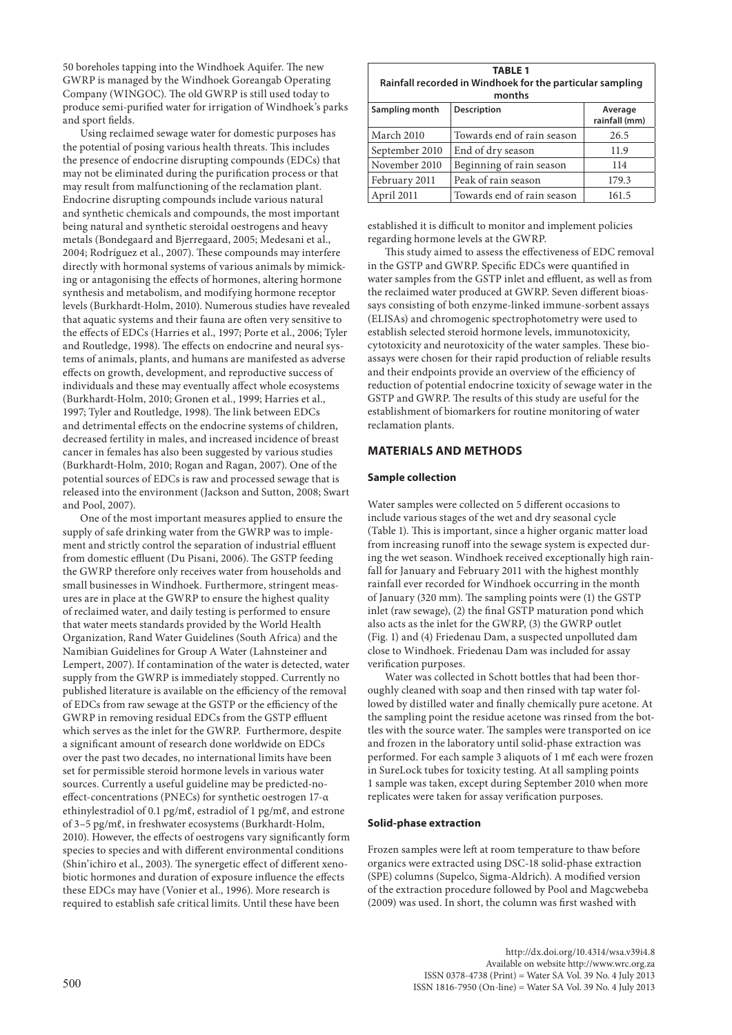50 boreholes tapping into the Windhoek Aquifer. The new GWRP is managed by the Windhoek Goreangab Operating Company (WINGOC). The old GWRP is still used today to produce semi-purified water for irrigation of Windhoek's parks and sport fields.

Using reclaimed sewage water for domestic purposes has the potential of posing various health threats. This includes the presence of endocrine disrupting compounds (EDCs) that may not be eliminated during the purification process or that may result from malfunctioning of the reclamation plant. Endocrine disrupting compounds include various natural and synthetic chemicals and compounds, the most important being natural and synthetic steroidal oestrogens and heavy metals (Bondegaard and Bjerregaard, 2005; Medesani et al., 2004; Rodríguez et al., 2007). These compounds may interfere directly with hormonal systems of various animals by mimicking or antagonising the effects of hormones, altering hormone synthesis and metabolism, and modifying hormone receptor levels (Burkhardt-Holm, 2010). Numerous studies have revealed that aquatic systems and their fauna are often very sensitive to the effects of EDCs (Harries et al., 1997; Porte et al., 2006; Tyler and Routledge, 1998). The effects on endocrine and neural systems of animals, plants, and humans are manifested as adverse effects on growth, development, and reproductive success of individuals and these may eventually affect whole ecosystems (Burkhardt-Holm, 2010; Gronen et al., 1999; Harries et al., 1997; Tyler and Routledge, 1998). The link between EDCs and detrimental effects on the endocrine systems of children, decreased fertility in males, and increased incidence of breast cancer in females has also been suggested by various studies (Burkhardt-Holm, 2010; Rogan and Ragan, 2007). One of the potential sources of EDCs is raw and processed sewage that is released into the environment (Jackson and Sutton, 2008; Swart and Pool, 2007).

One of the most important measures applied to ensure the supply of safe drinking water from the GWRP was to implement and strictly control the separation of industrial effluent from domestic effluent (Du Pisani, 2006). The GSTP feeding the GWRP therefore only receives water from households and small businesses in Windhoek. Furthermore, stringent measures are in place at the GWRP to ensure the highest quality of reclaimed water, and daily testing is performed to ensure that water meets standards provided by the World Health Organization, Rand Water Guidelines (South Africa) and the Namibian Guidelines for Group A Water (Lahnsteiner and Lempert, 2007). If contamination of the water is detected, water supply from the GWRP is immediately stopped. Currently no published literature is available on the efficiency of the removal of EDCs from raw sewage at the GSTP or the efficiency of the GWRP in removing residual EDCs from the GSTP effluent which serves as the inlet for the GWRP. Furthermore, despite a significant amount of research done worldwide on EDCs over the past two decades, no international limits have been set for permissible steroid hormone levels in various water sources. Currently a useful guideline may be predicted-no-effect-concentrations (PNECs) for synthetic oestrogen 17-α ethinylestradiol of 0.1 pg/mℓ, estradiol of 1 pg/mℓ, and estrone of 3–5 pg/mℓ, in freshwater ecosystems (Burkhardt-Holm, 2010). However, the effects of oestrogens vary significantly form species to species and with different environmental conditions (Shin'ichiro et al., 2003). The synergetic effect of different xenobiotic hormones and duration of exposure influence the effects these EDCs may have (Vonier et al., 1996). More research is required to establish safe critical limits. Until these have been established it is difficult to monitor and implement policies regarding hormone levels at the GWRP.

**TABLE 1**
**Rainfall recorded in Windhoek for the particular sampling months**

| Sampling month | Description | Average rainfall (mm) |
|---|---|---|
| March 2010 | Towards end of rain season | 26.5 |
| September 2010 | End of dry season | 11.9 |
| November 2010 | Beginning of rain season | 114 |
| February 2011 | Peak of rain season | 179.3 |
| April 2011 | Towards end of rain season | 161.5 |

This study aimed to assess the effectiveness of EDC removal in the GSTP and GWRP. Specific EDCs were quantified in water samples from the GSTP inlet and effluent, as well as from the reclaimed water produced at GWRP. Seven different bioassays consisting of both enzyme-linked immune-sorbent assays (ELISAs) and chromogenic spectrophotometry were used to establish selected steroid hormone levels, immunotoxicity, cytotoxicity and neurotoxicity of the water samples. These bioassays were chosen for their rapid production of reliable results and their endpoints provide an overview of the efficiency of reduction of potential endocrine toxicity of sewage water in the GSTP and GWRP. The results of this study are useful for the establishment of biomarkers for routine monitoring of water reclamation plants.

## MATERIALS AND METHODS

### Sample collection

Water samples were collected on 5 different occasions to include various stages of the wet and dry seasonal cycle (Table 1). This is important, since a higher organic matter load from increasing runoff into the sewage system is expected during the wet season. Windhoek received exceptionally high rainfall for January and February 2011 with the highest monthly rainfall ever recorded for Windhoek occurring in the month of January (320 mm). The sampling points were (1) the GSTP inlet (raw sewage), (2) the final GSTP maturation pond which also acts as the inlet for the GWRP, (3) the GWRP outlet (Fig. 1) and (4) Friedenau Dam, a suspected unpolluted dam close to Windhoek. Friedenau Dam was included for assay verification purposes.

Water was collected in Schott bottles that had been thoroughly cleaned with soap and then rinsed with tap water followed by distilled water and finally chemically pure acetone. At the sampling point the residue acetone was rinsed from the bottles with the source water. The samples were transported on ice and frozen in the laboratory until solid-phase extraction was performed. For each sample 3 aliquots of 1 mℓ each were frozen in SureLock tubes for toxicity testing. At all sampling points 1 sample was taken, except during September 2010 when more replicates were taken for assay verification purposes.

### Solid-phase extraction

Frozen samples were left at room temperature to thaw before organics were extracted using DSC-18 solid-phase extraction (SPE) columns (Supelco, Sigma-Aldrich). A modified version of the extraction procedure followed by Pool and Magcwebeba (2009) was used. In short, the column was first washed with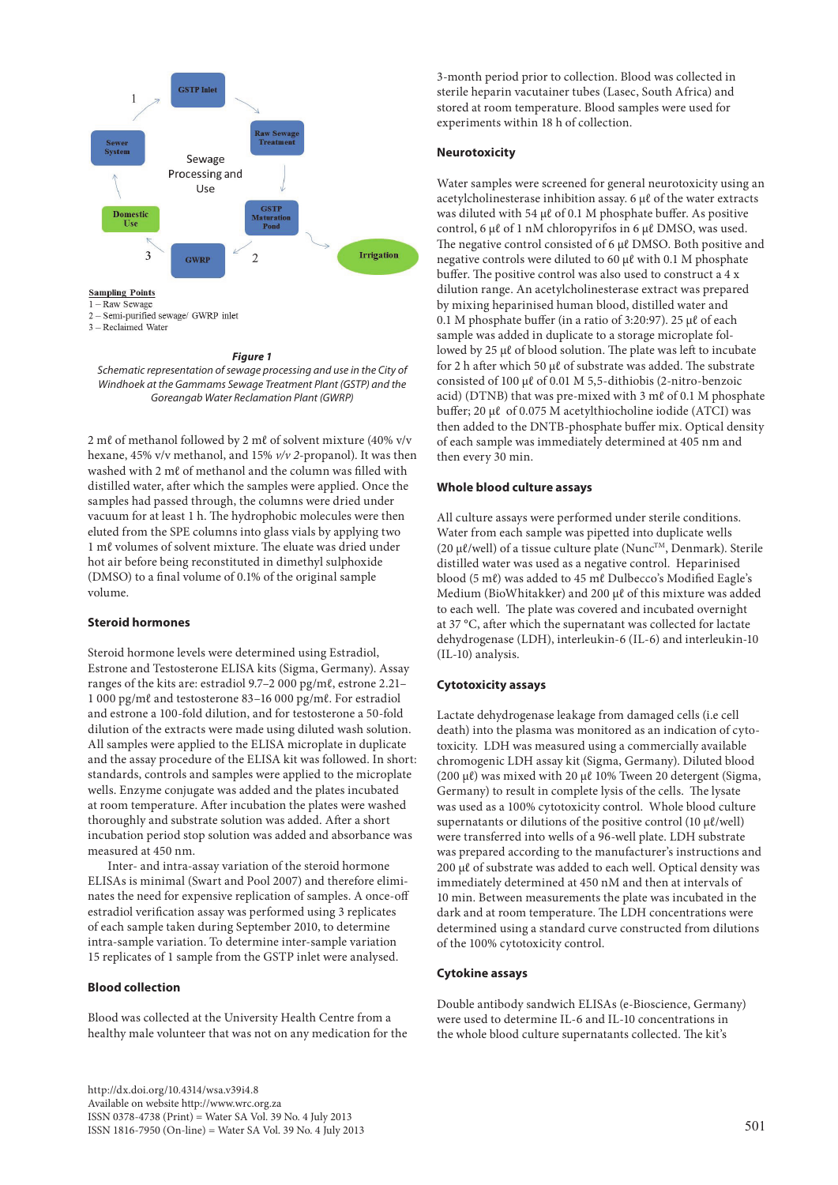Sampling Points
1 – Raw Sewage
2 – Semi-purified sewage/ GWRP inlet
3 – Reclaimed Water

**Figure 1**
*Schematic representation of sewage processing and use in the City of Windhoek at the Gammams Sewage Treatment Plant (GSTP) and the Goreangab Water Reclamation Plant (GWRP)*

2 mℓ of methanol followed by 2 mℓ of solvent mixture (40% v/v hexane, 45% v/v methanol, and 15% *v/v* 2-propanol). It was then washed with 2 mℓ of methanol and the column was filled with distilled water, after which the samples were applied. Once the samples had passed through, the columns were dried under vacuum for at least 1 h. The hydrophobic molecules were then eluted from the SPE columns into glass vials by applying two 1 mℓ volumes of solvent mixture. The eluate was dried under hot air before being reconstituted in dimethyl sulphoxide (DMSO) to a final volume of 0.1% of the original sample volume.

### Steroid hormones

Steroid hormone levels were determined using Estradiol, Estrone and Testosterone ELISA kits (Sigma, Germany). Assay ranges of the kits are: estradiol 9.7–2 000 pg/mℓ, estrone 2.21–1 000 pg/mℓ and testosterone 83–16 000 pg/mℓ. For estradiol and estrone a 100-fold dilution, and for testosterone a 50-fold dilution of the extracts were made using diluted wash solution. All samples were applied to the ELISA microplate in duplicate and the assay procedure of the ELISA kit was followed. In short: standards, controls and samples were applied to the microplate wells. Enzyme conjugate was added and the plates incubated at room temperature. After incubation the plates were washed thoroughly and substrate solution was added. After a short incubation period stop solution was added and absorbance was measured at 450 nm.

Inter- and intra-assay variation of the steroid hormone ELISAs is minimal (Swart and Pool 2007) and therefore eliminates the need for expensive replication of samples. A once-off estradiol verification assay was performed using 3 replicates of each sample taken during September 2010, to determine intra-sample variation. To determine inter-sample variation 15 replicates of 1 sample from the GSTP inlet were analysed.

### Blood collection

Blood was collected at the University Health Centre from a healthy male volunteer that was not on any medication for the 3-month period prior to collection. Blood was collected in sterile heparin vacutainer tubes (Lasec, South Africa) and stored at room temperature. Blood samples were used for experiments within 18 h of collection.

### Neurotoxicity

Water samples were screened for general neurotoxicity using an acetylcholinesterase inhibition assay. 6 µℓ of the water extracts was diluted with 54 µℓ of 0.1 M phosphate buffer. As positive control, 6 µℓ of 1 nM chloropyrifos in 6 µℓ DMSO, was used. The negative control consisted of 6 µℓ DMSO. Both positive and negative controls were diluted to 60 µℓ with 0.1 M phosphate buffer. The positive control was also used to construct a 4 x dilution range. An acetylcholinesterase extract was prepared by mixing heparinised human blood, distilled water and 0.1 M phosphate buffer (in a ratio of 3:20:97). 25 µℓ of each sample was added in duplicate to a storage microplate followed by 25 µℓ of blood solution. The plate was left to incubate for 2 h after which 50 µℓ of substrate was added. The substrate consisted of 100 µℓ of 0.01 M 5,5-dithiobis (2-nitro-benzoic acid) (DTNB) that was pre-mixed with 3 mℓ of 0.1 M phosphate buffer; 20 µℓ of 0.075 M acetylthiocholine iodide (ATCI) was then added to the DNTB-phosphate buffer mix. Optical density of each sample was immediately determined at 405 nm and then every 30 min.

### Whole blood culture assays

All culture assays were performed under sterile conditions. Water from each sample was pipetted into duplicate wells (20 µℓ/well) of a tissue culture plate (Nunc™, Denmark). Sterile distilled water was used as a negative control. Heparinised blood (5 mℓ) was added to 45 mℓ Dulbecco's Modified Eagle's Medium (BioWhitakker) and 200 µℓ of this mixture was added to each well. The plate was covered and incubated overnight at 37 °C, after which the supernatant was collected for lactate dehydrogenase (LDH), interleukin-6 (IL-6) and interleukin-10 (IL-10) analysis.

### Cytotoxicity assays

Lactate dehydrogenase leakage from damaged cells (i.e cell death) into the plasma was monitored as an indication of cytotoxicity. LDH was measured using a commercially available chromogenic LDH assay kit (Sigma, Germany). Diluted blood (200 µℓ) was mixed with 20 µℓ 10% Tween 20 detergent (Sigma, Germany) to result in complete lysis of the cells. The lysate was used as a 100% cytotoxicity control. Whole blood culture supernatants or dilutions of the positive control (10 µℓ/well) were transferred into wells of a 96-well plate. LDH substrate was prepared according to the manufacturer's instructions and 200 µℓ of substrate was added to each well. Optical density was immediately determined at 450 nM and then at intervals of 10 min. Between measurements the plate was incubated in the dark and at room temperature. The LDH concentrations were determined using a standard curve constructed from dilutions of the 100% cytotoxicity control.

### Cytokine assays

Double antibody sandwich ELISAs (e-Bioscience, Germany) were used to determine IL-6 and IL-10 concentrations in the whole blood culture supernatants collected. The kit's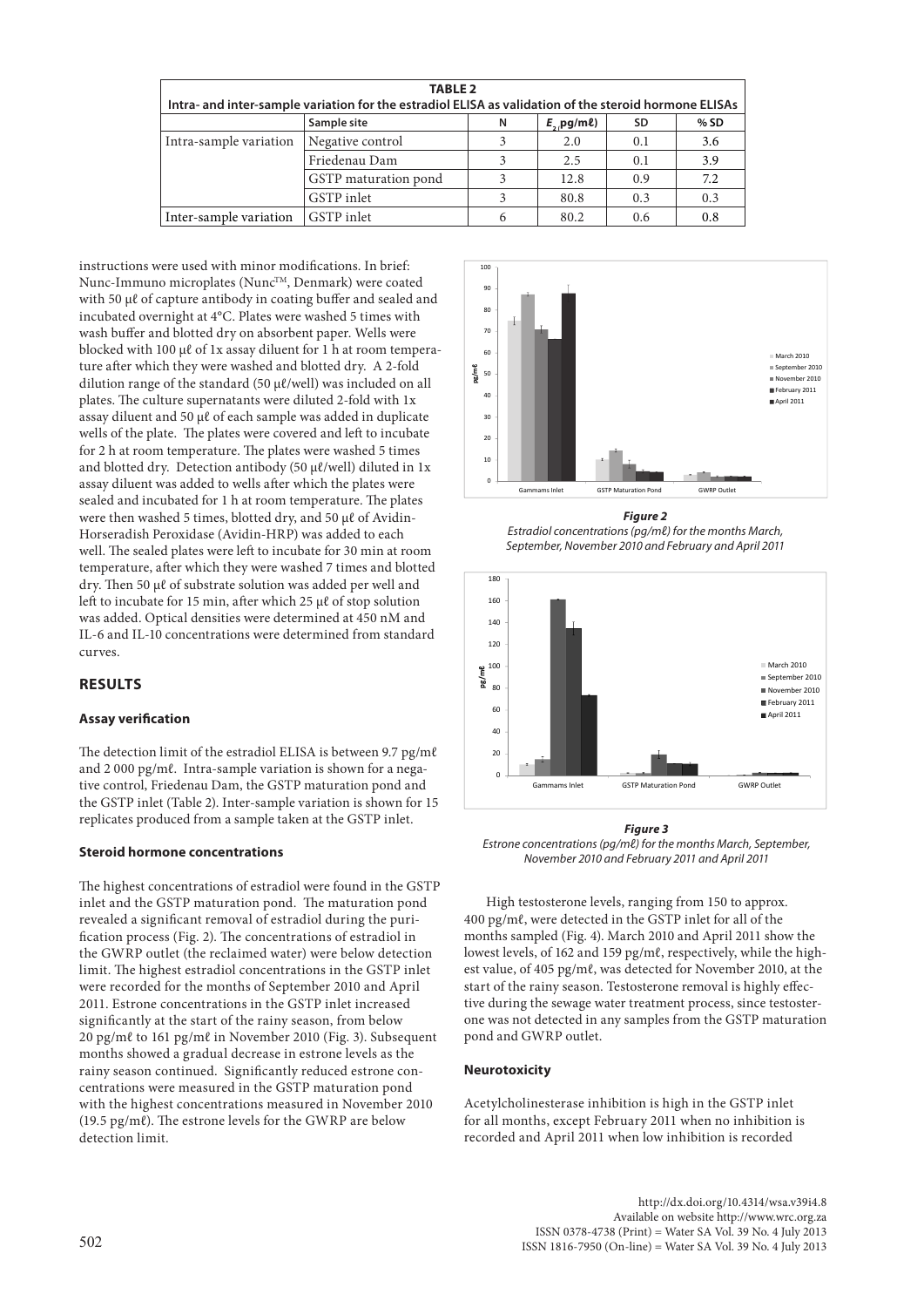**TABLE 2**
**Intra- and inter-sample variation for the estradiol ELISA as validation of the steroid hormone ELISAs**

| | Sample site | N | $E_2$ (pg/mℓ) | SD | % SD |
|---|---|---|---|---|---|
| Intra-sample variation | Negative control | 3 | 2.0 | 0.1 | 3.6 |
| | Friedenau Dam | 3 | 2.5 | 0.1 | 3.9 |
| | GSTP maturation pond | 3 | 12.8 | 0.9 | 7.2 |
| | GSTP inlet | 3 | 80.8 | 0.3 | 0.3 |
| Inter-sample variation | GSTP inlet | 6 | 80.2 | 0.6 | 0.8 |

instructions were used with minor modifications. In brief: Nunc-Immuno microplates (Nunc™, Denmark) were coated with 50 μℓ of capture antibody in coating buffer and sealed and incubated overnight at 4°C. Plates were washed 5 times with wash buffer and blotted dry on absorbent paper. Wells were blocked with 100 μℓ of 1x assay diluent for 1 h at room temperature after which they were washed and blotted dry. A 2-fold dilution range of the standard (50 μℓ/well) was included on all plates. The culture supernatants were diluted 2-fold with 1x assay diluent and 50 μℓ of each sample was added in duplicate wells of the plate. The plates were covered and left to incubate for 2 h at room temperature. The plates were washed 5 times and blotted dry. Detection antibody (50 μℓ/well) diluted in 1x assay diluent was added to wells after which the plates were sealed and incubated for 1 h at room temperature. The plates were then washed 5 times, blotted dry, and 50 μℓ of Avidin-Horseradish Peroxidase (Avidin-HRP) was added to each well. The sealed plates were left to incubate for 30 min at room temperature, after which they were washed 7 times and blotted dry. Then 50 μℓ of substrate solution was added per well and left to incubate for 15 min, after which 25 μℓ of stop solution was added. Optical densities were determined at 450 nM and IL-6 and IL-10 concentrations were determined from standard curves.

## RESULTS

### Assay verification

The detection limit of the estradiol ELISA is between 9.7 pg/mℓ and 2 000 pg/mℓ. Intra-sample variation is shown for a negative control, Friedenau Dam, the GSTP maturation pond and the GSTP inlet (Table 2). Inter-sample variation is shown for 15 replicates produced from a sample taken at the GSTP inlet.

### Steroid hormone concentrations

The highest concentrations of estradiol were found in the GSTP inlet and the GSTP maturation pond. The maturation pond revealed a significant removal of estradiol during the purification process (Fig. 2). The concentrations of estradiol in the GWRP outlet (the reclaimed water) were below detection limit. The highest estradiol concentrations in the GSTP inlet were recorded for the months of September 2010 and April 2011. Estrone concentrations in the GSTP inlet increased significantly at the start of the rainy season, from below 20 pg/mℓ to 161 pg/mℓ in November 2010 (Fig. 3). Subsequent months showed a gradual decrease in estrone levels as the rainy season continued. Significantly reduced estrone concentrations were measured in the GSTP maturation pond with the highest concentrations measured in November 2010 (19.5 pg/mℓ). The estrone levels for the GWRP are below detection limit.

***Figure 2***
*Estradiol concentrations (pg/mℓ) for the months March, September, November 2010 and February and April 2011*

***Figure 3***
*Estrone concentrations (pg/mℓ) for the months March, September, November 2010 and February 2011 and April 2011*

High testosterone levels, ranging from 150 to approx. 400 pg/mℓ, were detected in the GSTP inlet for all of the months sampled (Fig. 4). March 2010 and April 2011 show the lowest levels, of 162 and 159 pg/mℓ, respectively, while the highest value, of 405 pg/mℓ, was detected for November 2010, at the start of the rainy season. Testosterone removal is highly effective during the sewage water treatment process, since testosterone was not detected in any samples from the GSTP maturation pond and GWRP outlet.

### Neurotoxicity

Acetylcholinesterase inhibition is high in the GSTP inlet for all months, except February 2011 when no inhibition is recorded and April 2011 when low inhibition is recorded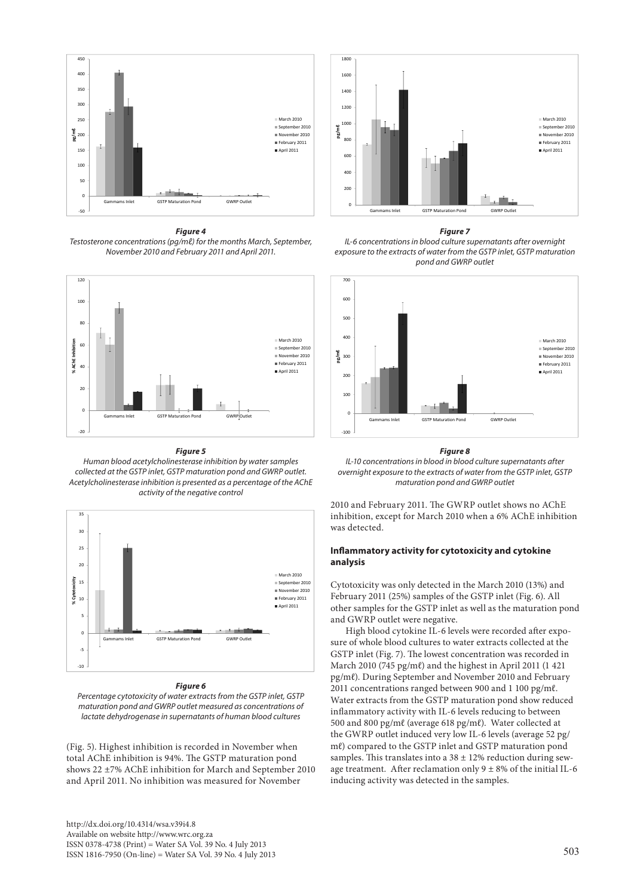*Figure 4*
*Testosterone concentrations (pg/mℓ) for the months March, September, November 2010 and February 2011 and April 2011.*

*Figure 5*
*Human blood acetylcholinesterase inhibition by water samples collected at the GSTP inlet, GSTP maturation pond and GWRP outlet. Acetylcholinesterase inhibition is presented as a percentage of the AChE activity of the negative control*

*Figure 6*
*Percentage cytotoxicity of water extracts from the GSTP inlet, GSTP maturation pond and GWRP outlet measured as concentrations of lactate dehydrogenase in supernatants of human blood cultures*

(Fig. 5). Highest inhibition is recorded in November when total AChE inhibition is 94%. The GSTP maturation pond shows 22 ±7% AChE inhibition for March and September 2010 and April 2011. No inhibition was measured for November

*Figure 7*
*IL-6 concentrations in blood culture supernatants after overnight exposure to the extracts of water from the GSTP inlet, GSTP maturation pond and GWRP outlet*

*Figure 8*
*IL-10 concentrations in blood in blood culture supernatants after overnight exposure to the extracts of water from the GSTP inlet, GSTP maturation pond and GWRP outlet*

2010 and February 2011. The GWRP outlet shows no AChE inhibition, except for March 2010 when a 6% AChE inhibition was detected.

### Inflammatory activity for cytotoxicity and cytokine analysis

Cytotoxicity was only detected in the March 2010 (13%) and February 2011 (25%) samples of the GSTP inlet (Fig. 6). All other samples for the GSTP inlet as well as the maturation pond and GWRP outlet were negative.

High blood cytokine IL-6 levels were recorded after exposure of whole blood cultures to water extracts collected at the GSTP inlet (Fig. 7). The lowest concentration was recorded in March 2010 (745 pg/mℓ) and the highest in April 2011 (1 421 pg/mℓ). During September and November 2010 and February 2011 concentrations ranged between 900 and 1 100 pg/mℓ. Water extracts from the GSTP maturation pond show reduced inflammatory activity with IL-6 levels reducing to between 500 and 800 pg/mℓ (average 618 pg/mℓ). Water collected at the GWRP outlet induced very low IL-6 levels (average 52 pg/mℓ) compared to the GSTP inlet and GSTP maturation pond samples. This translates into a 38 ± 12% reduction during sewage treatment. After reclamation only 9 ± 8% of the initial IL-6 inducing activity was detected in the samples.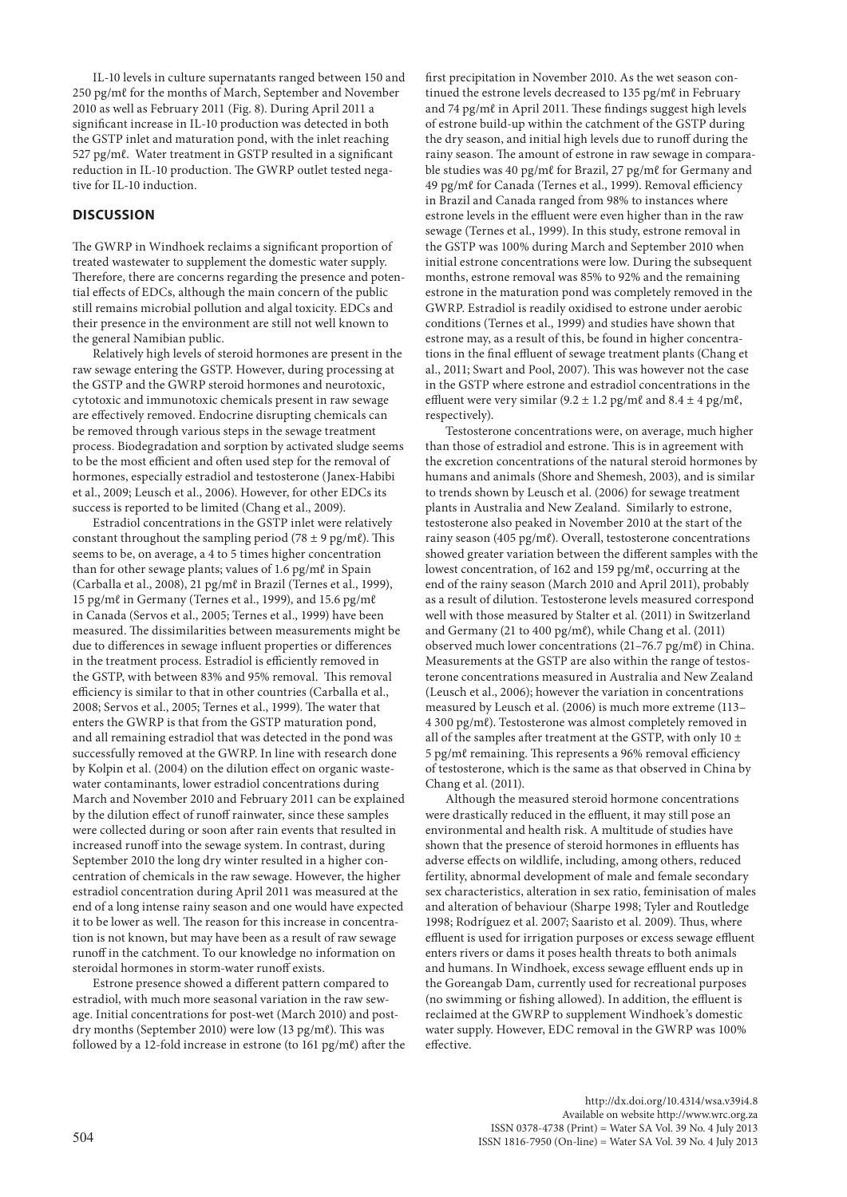IL-10 levels in culture supernatants ranged between 150 and 250 pg/mℓ for the months of March, September and November 2010 as well as February 2011 (Fig. 8). During April 2011 a significant increase in IL-10 production was detected in both the GSTP inlet and maturation pond, with the inlet reaching 527 pg/mℓ. Water treatment in GSTP resulted in a significant reduction in IL-10 production. The GWRP outlet tested negative for IL-10 induction.

## DISCUSSION

The GWRP in Windhoek reclaims a significant proportion of treated wastewater to supplement the domestic water supply. Therefore, there are concerns regarding the presence and potential effects of EDCs, although the main concern of the public still remains microbial pollution and algal toxicity. EDCs and their presence in the environment are still not well known to the general Namibian public.

Relatively high levels of steroid hormones are present in the raw sewage entering the GSTP. However, during processing at the GSTP and the GWRP steroid hormones and neurotoxic, cytotoxic and immunotoxic chemicals present in raw sewage are effectively removed. Endocrine disrupting chemicals can be removed through various steps in the sewage treatment process. Biodegradation and sorption by activated sludge seems to be the most efficient and often used step for the removal of hormones, especially estradiol and testosterone (Janex-Habibi et al., 2009; Leusch et al., 2006). However, for other EDCs its success is reported to be limited (Chang et al., 2009).

Estradiol concentrations in the GSTP inlet were relatively constant throughout the sampling period (78 ± 9 pg/mℓ). This seems to be, on average, a 4 to 5 times higher concentration than for other sewage plants; values of 1.6 pg/mℓ in Spain (Carballa et al., 2008), 21 pg/mℓ in Brazil (Ternes et al., 1999), 15 pg/mℓ in Germany (Ternes et al., 1999), and 15.6 pg/mℓ in Canada (Servos et al., 2005; Ternes et al., 1999) have been measured. The dissimilarities between measurements might be due to differences in sewage influent properties or differences in the treatment process. Estradiol is efficiently removed in the GSTP, with between 83% and 95% removal. This removal efficiency is similar to that in other countries (Carballa et al., 2008; Servos et al., 2005; Ternes et al., 1999). The water that enters the GWRP is that from the GSTP maturation pond, and all remaining estradiol that was detected in the pond was successfully removed at the GWRP. In line with research done by Kolpin et al. (2004) on the dilution effect on organic wastewater contaminants, lower estradiol concentrations during March and November 2010 and February 2011 can be explained by the dilution effect of runoff rainwater, since these samples were collected during or soon after rain events that resulted in increased runoff into the sewage system. In contrast, during September 2010 the long dry winter resulted in a higher concentration of chemicals in the raw sewage. However, the higher estradiol concentration during April 2011 was measured at the end of a long intense rainy season and one would have expected it to be lower as well. The reason for this increase in concentration is not known, but may have been as a result of raw sewage runoff in the catchment. To our knowledge no information on steroidal hormones in storm-water runoff exists.

Estrone presence showed a different pattern compared to estradiol, with much more seasonal variation in the raw sewage. Initial concentrations for post-wet (March 2010) and post-dry months (September 2010) were low (13 pg/mℓ). This was followed by a 12-fold increase in estrone (to 161 pg/mℓ) after the first precipitation in November 2010. As the wet season continued the estrone levels decreased to 135 pg/mℓ in February and 74 pg/mℓ in April 2011. These findings suggest high levels of estrone build-up within the catchment of the GSTP during the dry season, and initial high levels due to runoff during the rainy season. The amount of estrone in raw sewage in comparable studies was 40 pg/mℓ for Brazil, 27 pg/mℓ for Germany and 49 pg/mℓ for Canada (Ternes et al., 1999). Removal efficiency in Brazil and Canada ranged from 98% to instances where estrone levels in the effluent were even higher than in the raw sewage (Ternes et al., 1999). In this study, estrone removal in the GSTP was 100% during March and September 2010 when initial estrone concentrations were low. During the subsequent months, estrone removal was 85% to 92% and the remaining estrone in the maturation pond was completely removed in the GWRP. Estradiol is readily oxidised to estrone under aerobic conditions (Ternes et al., 1999) and studies have shown that estrone may, as a result of this, be found in higher concentrations in the final effluent of sewage treatment plants (Chang et al., 2011; Swart and Pool, 2007). This was however not the case in the GSTP where estrone and estradiol concentrations in the effluent were very similar (9.2 ± 1.2 pg/mℓ and 8.4 ± 4 pg/mℓ, respectively).

Testosterone concentrations were, on average, much higher than those of estradiol and estrone. This is in agreement with the excretion concentrations of the natural steroid hormones by humans and animals (Shore and Shemesh, 2003), and is similar to trends shown by Leusch et al. (2006) for sewage treatment plants in Australia and New Zealand. Similarly to estrone, testosterone also peaked in November 2010 at the start of the rainy season (405 pg/mℓ). Overall, testosterone concentrations showed greater variation between the different samples with the lowest concentration, of 162 and 159 pg/mℓ, occurring at the end of the rainy season (March 2010 and April 2011), probably as a result of dilution. Testosterone levels measured correspond well with those measured by Stalter et al. (2011) in Switzerland and Germany (21 to 400 pg/mℓ), while Chang et al. (2011) observed much lower concentrations (21–76.7 pg/mℓ) in China. Measurements at the GSTP are also within the range of testosterone concentrations measured in Australia and New Zealand (Leusch et al., 2006); however the variation in concentrations measured by Leusch et al. (2006) is much more extreme (113–4 300 pg/mℓ). Testosterone was almost completely removed in all of the samples after treatment at the GSTP, with only 10 ± 5 pg/mℓ remaining. This represents a 96% removal efficiency of testosterone, which is the same as that observed in China by Chang et al. (2011).

Although the measured steroid hormone concentrations were drastically reduced in the effluent, it may still pose an environmental and health risk. A multitude of studies have shown that the presence of steroid hormones in effluents has adverse effects on wildlife, including, among others, reduced fertility, abnormal development of male and female secondary sex characteristics, alteration in sex ratio, feminisation of males and alteration of behaviour (Sharpe 1998; Tyler and Routledge 1998; Rodríguez et al. 2007; Saaristo et al. 2009). Thus, where effluent is used for irrigation purposes or excess sewage effluent enters rivers or dams it poses health threats to both animals and humans. In Windhoek, excess sewage effluent ends up in the Goreangab Dam, currently used for recreational purposes (no swimming or fishing allowed). In addition, the effluent is reclaimed at the GWRP to supplement Windhoek's domestic water supply. However, EDC removal in the GWRP was 100% effective.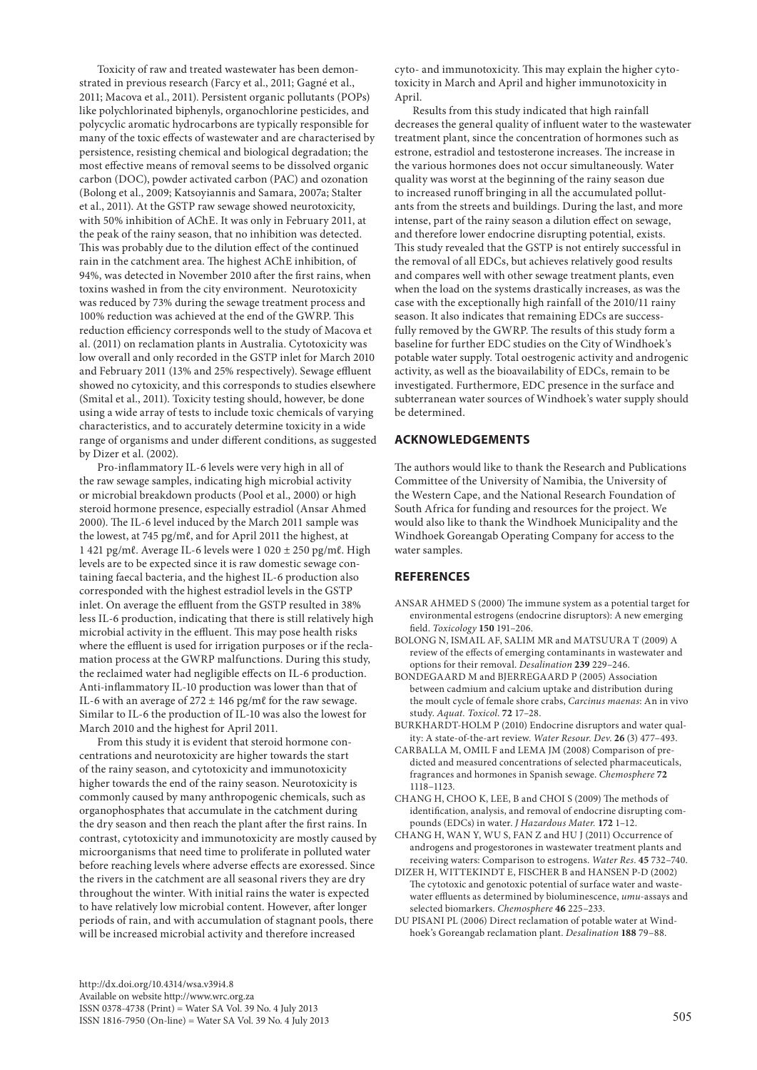Toxicity of raw and treated wastewater has been demonstrated in previous research (Farcy et al., 2011; Gagné et al., 2011; Macova et al., 2011). Persistent organic pollutants (POPs) like polychlorinated biphenyls, organochlorine pesticides, and polycyclic aromatic hydrocarbons are typically responsible for many of the toxic effects of wastewater and are characterised by persistence, resisting chemical and biological degradation; the most effective means of removal seems to be dissolved organic carbon (DOC), powder activated carbon (PAC) and ozonation (Bolong et al., 2009; Katsoyiannis and Samara, 2007a; Stalter et al., 2011). At the GSTP raw sewage showed neurotoxicity, with 50% inhibition of AChE. It was only in February 2011, at the peak of the rainy season, that no inhibition was detected. This was probably due to the dilution effect of the continued rain in the catchment area. The highest AChE inhibition, of 94%, was detected in November 2010 after the first rains, when toxins washed in from the city environment. Neurotoxicity was reduced by 73% during the sewage treatment process and 100% reduction was achieved at the end of the GWRP. This reduction efficiency corresponds well to the study of Macova et al. (2011) on reclamation plants in Australia. Cytotoxicity was low overall and only recorded in the GSTP inlet for March 2010 and February 2011 (13% and 25% respectively). Sewage effluent showed no cytoxicity, and this corresponds to studies elsewhere (Smital et al., 2011). Toxicity testing should, however, be done using a wide array of tests to include toxic chemicals of varying characteristics, and to accurately determine toxicity in a wide range of organisms and under different conditions, as suggested by Dizer et al. (2002).

Pro-inflammatory IL-6 levels were very high in all of the raw sewage samples, indicating high microbial activity or microbial breakdown products (Pool et al., 2000) or high steroid hormone presence, especially estradiol (Ansar Ahmed 2000). The IL-6 level induced by the March 2011 sample was the lowest, at 745 pg/mℓ, and for April 2011 the highest, at 1 421 pg/mℓ. Average IL-6 levels were 1 020 ± 250 pg/mℓ. High levels are to be expected since it is raw domestic sewage containing faecal bacteria, and the highest IL-6 production also corresponded with the highest estradiol levels in the GSTP inlet. On average the effluent from the GSTP resulted in 38% less IL-6 production, indicating that there is still relatively high microbial activity in the effluent. This may pose health risks where the effluent is used for irrigation purposes or if the reclamation process at the GWRP malfunctions. During this study, the reclaimed water had negligible effects on IL-6 production. Anti-inflammatory IL-10 production was lower than that of IL-6 with an average of 272 ± 146 pg/mℓ for the raw sewage. Similar to IL-6 the production of IL-10 was also the lowest for March 2010 and the highest for April 2011.

From this study it is evident that steroid hormone concentrations and neurotoxicity are higher towards the start of the rainy season, and cytotoxicity and immunotoxicity higher towards the end of the rainy season. Neurotoxicity is commonly caused by many anthropogenic chemicals, such as organophosphates that accumulate in the catchment during the dry season and then reach the plant after the first rains. In contrast, cytotoxicity and immunotoxicity are mostly caused by microorganisms that need time to proliferate in polluted water before reaching levels where adverse effects are exoressed. Since the rivers in the catchment are all seasonal rivers they are dry throughout the winter. With initial rains the water is expected to have relatively low microbial content. However, after longer periods of rain, and with accumulation of stagnant pools, there will be increased microbial activity and therefore increased cyto- and immunotoxicity. This may explain the higher cytotoxicity in March and April and higher immunotoxicity in April.

Results from this study indicated that high rainfall decreases the general quality of influent water to the wastewater treatment plant, since the concentration of hormones such as estrone, estradiol and testosterone increases. The increase in the various hormones does not occur simultaneously. Water quality was worst at the beginning of the rainy season due to increased runoff bringing in all the accumulated pollutants from the streets and buildings. During the last, and more intense, part of the rainy season a dilution effect on sewage, and therefore lower endocrine disrupting potential, exists. This study revealed that the GSTP is not entirely successful in the removal of all EDCs, but achieves relatively good results and compares well with other sewage treatment plants, even when the load on the systems drastically increases, as was the case with the exceptionally high rainfall of the 2010/11 rainy season. It also indicates that remaining EDCs are successfully removed by the GWRP. The results of this study form a baseline for further EDC studies on the City of Windhoek's potable water supply. Total oestrogenic activity and androgenic activity, as well as the bioavailability of EDCs, remain to be investigated. Furthermore, EDC presence in the surface and subterranean water sources of Windhoek's water supply should be determined.

## ACKNOWLEDGEMENTS

The authors would like to thank the Research and Publications Committee of the University of Namibia, the University of the Western Cape, and the National Research Foundation of South Africa for funding and resources for the project. We would also like to thank the Windhoek Municipality and the Windhoek Goreangab Operating Company for access to the water samples.

## REFERENCES

ANSAR AHMED S (2000) The immune system as a potential target for environmental estrogens (endocrine disruptors): A new emerging field. *Toxicology* **150** 191–206.

BOLONG N, ISMAIL AF, SALIM MR and MATSUURA T (2009) A review of the effects of emerging contaminants in wastewater and options for their removal. *Desalination* **239** 229–246.

BONDEGAARD M and BJERREGAARD P (2005) Association between cadmium and calcium uptake and distribution during the moult cycle of female shore crabs, *Carcinus maenas*: An in vivo study. *Aquat. Toxicol*. **72** 17–28.

BURKHARDT-HOLM P (2010) Endocrine disruptors and water quality: A state-of-the-art review. *Water Resour. Dev.* **26** (3) 477–493.

CARBALLA M, OMIL F and LEMA JM (2008) Comparison of predicted and measured concentrations of selected pharmaceuticals, fragrances and hormones in Spanish sewage. *Chemosphere* **72** 1118–1123.

CHANG H, CHOO K, LEE, B and CHOI S (2009) The methods of identification, analysis, and removal of endocrine disrupting compounds (EDCs) in water. *J Hazardous Mater.* **172** 1–12.

CHANG H, WAN Y, WU S, FAN Z and HU J (2011) Occurrence of androgens and progestorones in wastewater treatment plants and receiving waters: Comparison to estrogens. *Water Res*. **45** 732–740.

DIZER H, WITTEKINDT E, FISCHER B and HANSEN P-D (2002) The cytotoxic and genotoxic potential of surface water and wastewater effluents as determined by bioluminescence, *umu*-assays and selected biomarkers. *Chemosphere* **46** 225–233.

DU PISANI PL (2006) Direct reclamation of potable water at Windhoek's Goreangab reclamation plant. *Desalination* **188** 79–88.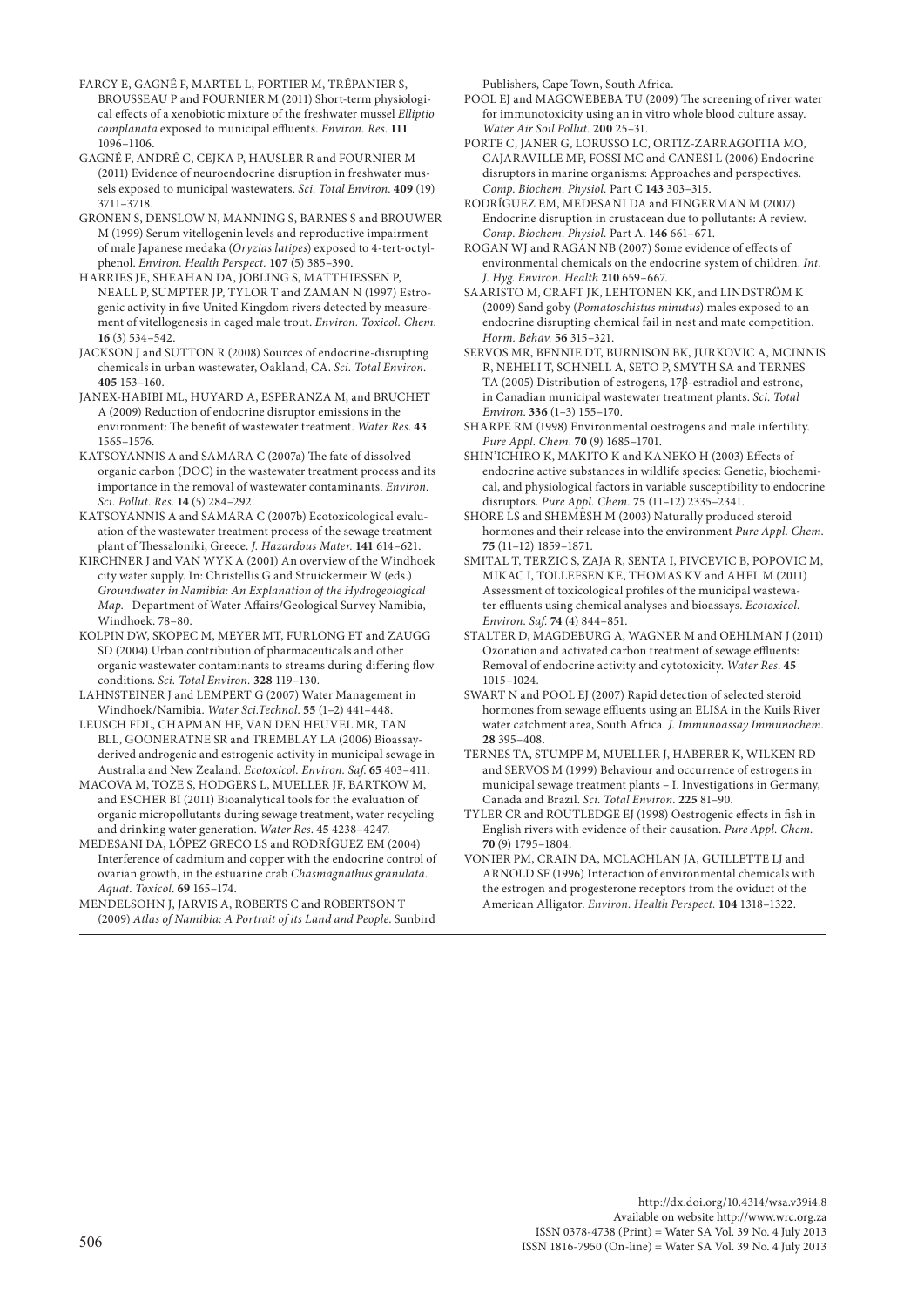FARCY E, GAGNÉ F, MARTEL L, FORTIER M, TRÉPANIER S, BROUSSEAU P and FOURNIER M (2011) Short-term physiological effects of a xenobiotic mixture of the freshwater mussel *Elliptio complanata* exposed to municipal effluents. *Environ. Res.* **111** 1096–1106.

GAGNÉ F, ANDRÉ C, CEJKA P, HAUSLER R and FOURNIER M (2011) Evidence of neuroendocrine disruption in freshwater mussels exposed to municipal wastewaters. *Sci. Total Environ.* **409** (19) 3711–3718.

GRONEN S, DENSLOW N, MANNING S, BARNES S and BROUWER M (1999) Serum vitellogenin levels and reproductive impairment of male Japanese medaka (*Oryzias latipes*) exposed to 4-tert-octylphenol. *Environ. Health Perspect.* **107** (5) 385–390.

HARRIES JE, SHEAHAN DA, JOBLING S, MATTHIESSEN P, NEALL P, SUMPTER JP, TYLOR T and ZAMAN N (1997) Estrogenic activity in five United Kingdom rivers detected by measurement of vitellogenesis in caged male trout. *Environ. Toxicol. Chem.* **16** (3) 534–542.

JACKSON J and SUTTON R (2008) Sources of endocrine-disrupting chemicals in urban wastewater, Oakland, CA. *Sci. Total Environ.* **405** 153–160.

JANEX-HABIBI ML, HUYARD A, ESPERANZA M, and BRUCHET A (2009) Reduction of endocrine disruptor emissions in the environment: The benefit of wastewater treatment. *Water Res.* **43** 1565–1576.

KATSOYANNIS A and SAMARA C (2007a) The fate of dissolved organic carbon (DOC) in the wastewater treatment process and its importance in the removal of wastewater contaminants. *Environ. Sci. Pollut. Res.* **14** (5) 284–292.

KATSOYANNIS A and SAMARA C (2007b) Ecotoxicological evaluation of the wastewater treatment process of the sewage treatment plant of Thessaloniki, Greece. *J. Hazardous Mater.* **141** 614–621.

KIRCHNER J and VAN WYK A (2001) An overview of the Windhoek city water supply. In: Christellis G and Struickermeir W (eds.) *Groundwater in Namibia: An Explanation of the Hydrogeological Map.* Department of Water Affairs/Geological Survey Namibia, Windhoek. 78–80.

KOLPIN DW, SKOPEC M, MEYER MT, FURLONG ET and ZAUGG SD (2004) Urban contribution of pharmaceuticals and other organic wastewater contaminants to streams during differing flow conditions. *Sci. Total Environ.* **328** 119–130.

LAHNSTEINER J and LEMPERT G (2007) Water Management in Windhoek/Namibia. *Water Sci.Technol.* **55** (1–2) 441–448.

LEUSCH FDL, CHAPMAN HF, VAN DEN HEUVEL MR, TAN BLL, GOONERATNE SR and TREMBLAY LA (2006) Bioassay-derived androgenic and estrogenic activity in municipal sewage in Australia and New Zealand. *Ecotoxicol. Environ. Saf.* **65** 403–411.

MACOVA M, TOZE S, HODGERS L, MUELLER JF, BARTKOW M, and ESCHER BI (2011) Bioanalytical tools for the evaluation of organic micropollutants during sewage treatment, water recycling and drinking water generation. *Water Res.* **45** 4238–4247.

MEDESANI DA, LÓPEZ GRECO LS and RODRÍGUEZ EM (2004) Interference of cadmium and copper with the endocrine control of ovarian growth, in the estuarine crab *Chasmagnathus granulata. Aquat. Toxicol.* **69** 165–174.

MENDELSOHN J, JARVIS A, ROBERTS C and ROBERTSON T (2009) *Atlas of Namibia: A Portrait of its Land and People.* Sunbird Publishers, Cape Town, South Africa.

POOL EJ and MAGCWEBEBA TU (2009) The screening of river water for immunotoxicity using an in vitro whole blood culture assay. *Water Air Soil Pollut.* **200** 25–31.

PORTE C, JANER G, LORUSSO LC, ORTIZ-ZARRAGOITIA MO, CAJARAVILLE MP, FOSSI MC and CANESI L (2006) Endocrine disruptors in marine organisms: Approaches and perspectives. *Comp. Biochem. Physiol.* Part C **143** 303–315.

RODRÍGUEZ EM, MEDESANI DA and FINGERMAN M (2007) Endocrine disruption in crustacean due to pollutants: A review. *Comp. Biochem. Physiol.* Part A. **146** 661–671.

ROGAN WJ and RAGAN NB (2007) Some evidence of effects of environmental chemicals on the endocrine system of children. *Int. J. Hyg. Environ. Health* **210** 659–667.

SAARISTO M, CRAFT JK, LEHTONEN KK, and LINDSTRÖM K (2009) Sand goby (*Pomatoschistus minutus*) males exposed to an endocrine disrupting chemical fail in nest and mate competition. *Horm. Behav.* **56** 315–321.

SERVOS MR, BENNIE DT, BURNISON BK, JURKOVIC A, MCINNIS R, NEHELI T, SCHNELL A, SETO P, SMYTH SA and TERNES TA (2005) Distribution of estrogens, 17β-estradiol and estrone, in Canadian municipal wastewater treatment plants. *Sci. Total Environ.* **336** (1–3) 155–170.

SHARPE RM (1998) Environmental oestrogens and male infertility. *Pure Appl. Chem.* **70** (9) 1685–1701.

SHIN'ICHIRO K, MAKITO K and KANEKO H (2003) Effects of endocrine active substances in wildlife species: Genetic, biochemical, and physiological factors in variable susceptibility to endocrine disruptors. *Pure Appl. Chem.* **75** (11–12) 2335–2341.

SHORE LS and SHEMESH M (2003) Naturally produced steroid hormones and their release into the environment *Pure Appl. Chem.* **75** (11–12) 1859–1871.

SMITAL T, TERZIC S, ZAJA R, SENTA I, PIVCEVIC B, POPOVIC M, MIKAC I, TOLLEFSEN KE, THOMAS KV and AHEL M (2011) Assessment of toxicological profiles of the municipal wastewater effluents using chemical analyses and bioassays. *Ecotoxicol. Environ. Saf.* **74** (4) 844–851.

STALTER D, MAGDEBURG A, WAGNER M and OEHLMAN J (2011) Ozonation and activated carbon treatment of sewage effluents: Removal of endocrine activity and cytotoxicity. *Water Res.* **45** 1015–1024.

SWART N and POOL EJ (2007) Rapid detection of selected steroid hormones from sewage effluents using an ELISA in the Kuils River water catchment area, South Africa. *J. Immunoassay Immunochem.* **28** 395–408.

TERNES TA, STUMPF M, MUELLER J, HABERER K, WILKEN RD and SERVOS M (1999) Behaviour and occurrence of estrogens in municipal sewage treatment plants – I. Investigations in Germany, Canada and Brazil. *Sci. Total Environ.* **225** 81–90.

TYLER CR and ROUTLEDGE EJ (1998) Oestrogenic effects in fish in English rivers with evidence of their causation. *Pure Appl. Chem.* **70** (9) 1795–1804.

VONIER PM, CRAIN DA, MCLACHLAN JA, GUILLETTE LJ and ARNOLD SF (1996) Interaction of environmental chemicals with the estrogen and progesterone receptors from the oviduct of the American Alligator. *Environ. Health Perspect.* **104** 1318–1322.